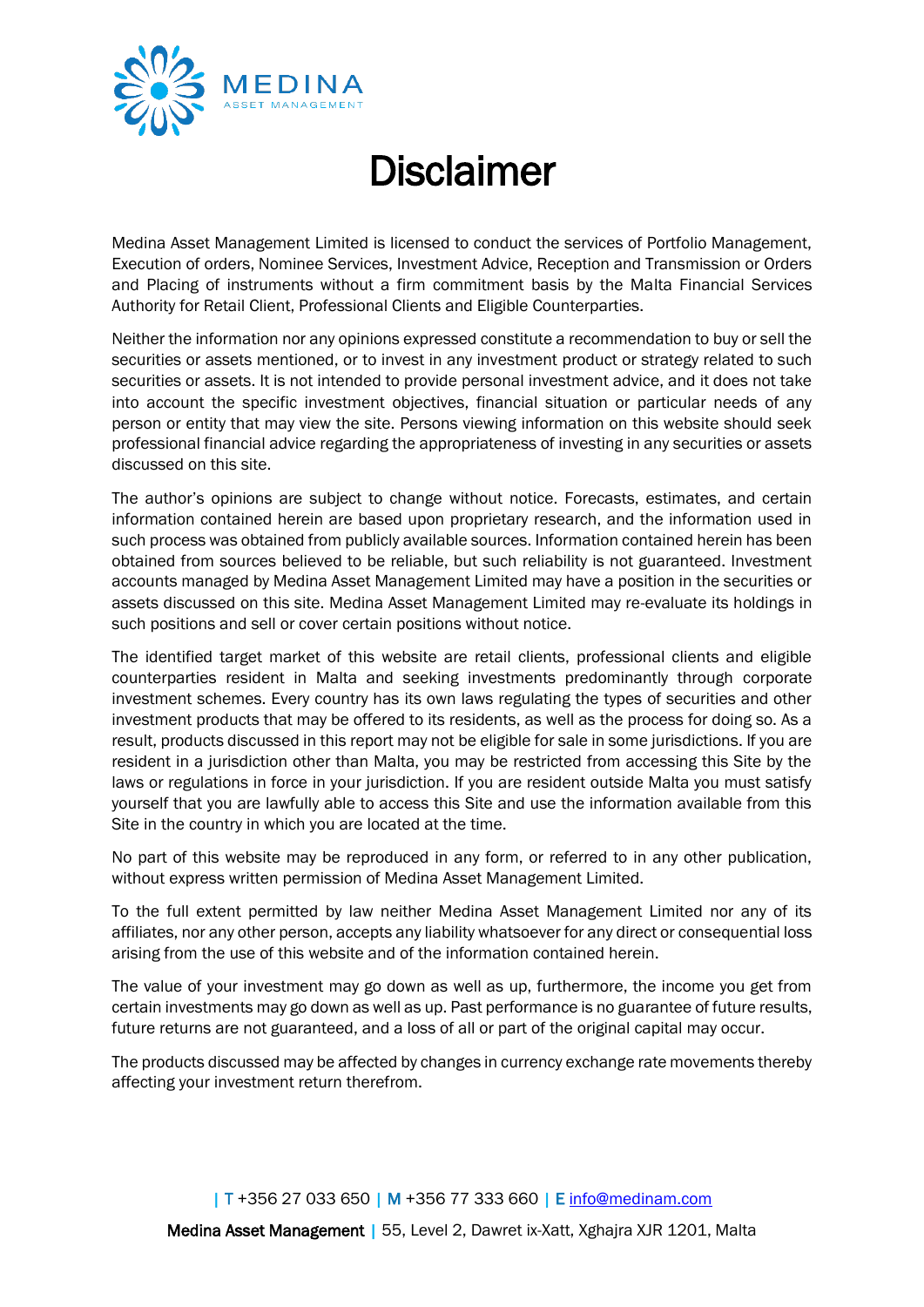MEDINA
ASSET MANAGEMENT

# Disclaimer

Medina Asset Management Limited is licensed to conduct the services of Portfolio Management, Execution of orders, Nominee Services, Investment Advice, Reception and Transmission or Orders and Placing of instruments without a firm commitment basis by the Malta Financial Services Authority for Retail Client, Professional Clients and Eligible Counterparties.

Neither the information nor any opinions expressed constitute a recommendation to buy or sell the securities or assets mentioned, or to invest in any investment product or strategy related to such securities or assets. It is not intended to provide personal investment advice, and it does not take into account the specific investment objectives, financial situation or particular needs of any person or entity that may view the site. Persons viewing information on this website should seek professional financial advice regarding the appropriateness of investing in any securities or assets discussed on this site.

The author's opinions are subject to change without notice. Forecasts, estimates, and certain information contained herein are based upon proprietary research, and the information used in such process was obtained from publicly available sources. Information contained herein has been obtained from sources believed to be reliable, but such reliability is not guaranteed. Investment accounts managed by Medina Asset Management Limited may have a position in the securities or assets discussed on this site. Medina Asset Management Limited may re-evaluate its holdings in such positions and sell or cover certain positions without notice.

The identified target market of this website are retail clients, professional clients and eligible counterparties resident in Malta and seeking investments predominantly through corporate investment schemes. Every country has its own laws regulating the types of securities and other investment products that may be offered to its residents, as well as the process for doing so. As a result, products discussed in this report may not be eligible for sale in some jurisdictions. If you are resident in a jurisdiction other than Malta, you may be restricted from accessing this Site by the laws or regulations in force in your jurisdiction. If you are resident outside Malta you must satisfy yourself that you are lawfully able to access this Site and use the information available from this Site in the country in which you are located at the time.

No part of this website may be reproduced in any form, or referred to in any other publication, without express written permission of Medina Asset Management Limited.

To the full extent permitted by law neither Medina Asset Management Limited nor any of its affiliates, nor any other person, accepts any liability whatsoever for any direct or consequential loss arising from the use of this website and of the information contained herein.

The value of your investment may go down as well as up, furthermore, the income you get from certain investments may go down as well as up. Past performance is no guarantee of future results, future returns are not guaranteed, and a loss of all or part of the original capital may occur.

The products discussed may be affected by changes in currency exchange rate movements thereby affecting your investment return therefrom.

| T +356 27 033 650 | M +356 77 333 660 | E info@medinam.com

**Medina Asset Management** | 55, Level 2, Dawret ix-Xatt, Xghajra XJR 1201, Malta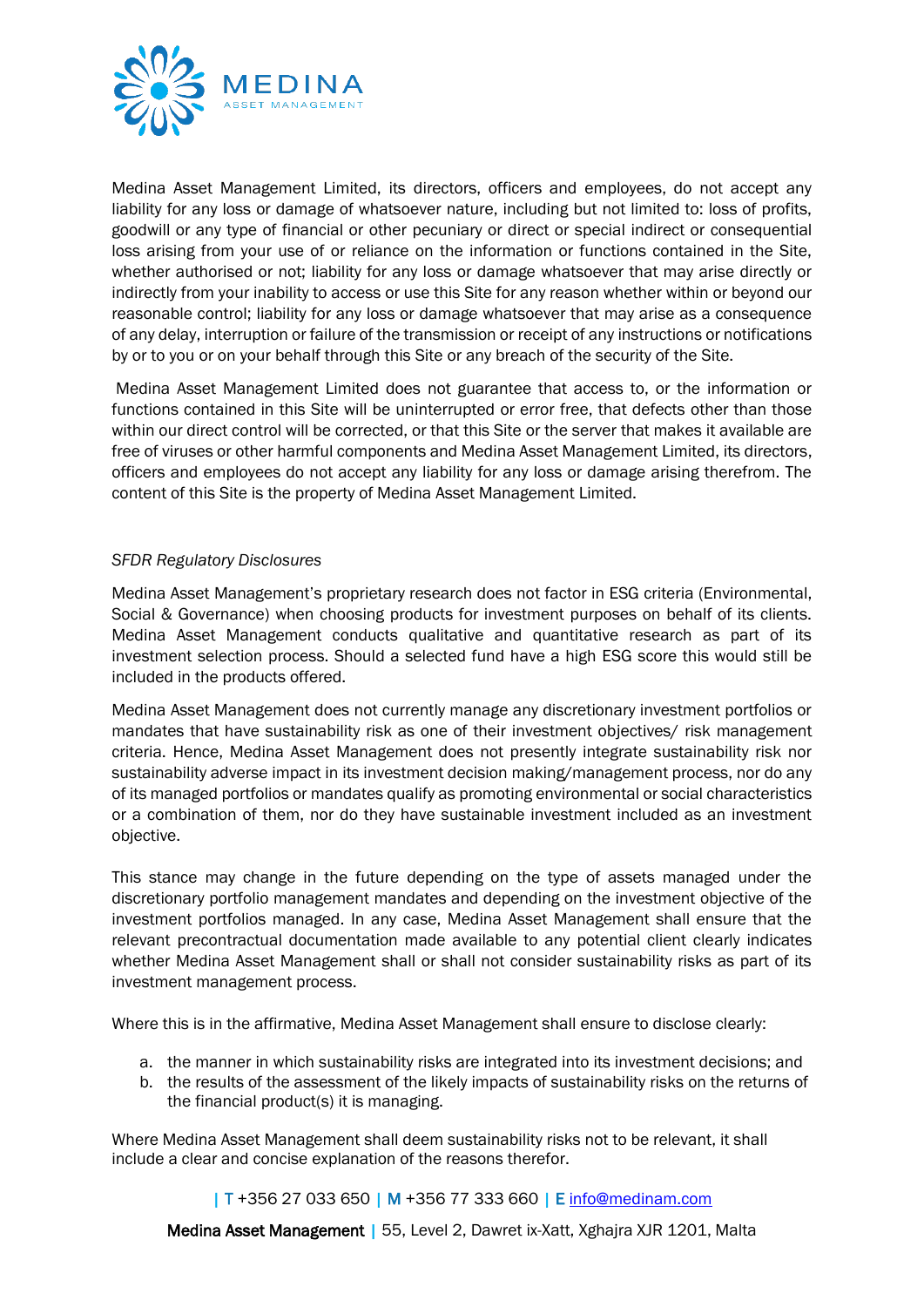Medina Asset Management Limited, its directors, officers and employees, do not accept any liability for any loss or damage of whatsoever nature, including but not limited to: loss of profits, goodwill or any type of financial or other pecuniary or direct or special indirect or consequential loss arising from your use of or reliance on the information or functions contained in the Site, whether authorised or not; liability for any loss or damage whatsoever that may arise directly or indirectly from your inability to access or use this Site for any reason whether within or beyond our reasonable control; liability for any loss or damage whatsoever that may arise as a consequence of any delay, interruption or failure of the transmission or receipt of any instructions or notifications by or to you or on your behalf through this Site or any breach of the security of the Site.

Medina Asset Management Limited does not guarantee that access to, or the information or functions contained in this Site will be uninterrupted or error free, that defects other than those within our direct control will be corrected, or that this Site or the server that makes it available are free of viruses or other harmful components and Medina Asset Management Limited, its directors, officers and employees do not accept any liability for any loss or damage arising therefrom. The content of this Site is the property of Medina Asset Management Limited.

*SFDR Regulatory Disclosures*

Medina Asset Management's proprietary research does not factor in ESG criteria (Environmental, Social & Governance) when choosing products for investment purposes on behalf of its clients. Medina Asset Management conducts qualitative and quantitative research as part of its investment selection process. Should a selected fund have a high ESG score this would still be included in the products offered.

Medina Asset Management does not currently manage any discretionary investment portfolios or mandates that have sustainability risk as one of their investment objectives/ risk management criteria. Hence, Medina Asset Management does not presently integrate sustainability risk nor sustainability adverse impact in its investment decision making/management process, nor do any of its managed portfolios or mandates qualify as promoting environmental or social characteristics or a combination of them, nor do they have sustainable investment included as an investment objective.

This stance may change in the future depending on the type of assets managed under the discretionary portfolio management mandates and depending on the investment objective of the investment portfolios managed. In any case, Medina Asset Management shall ensure that the relevant precontractual documentation made available to any potential client clearly indicates whether Medina Asset Management shall or shall not consider sustainability risks as part of its investment management process.

Where this is in the affirmative, Medina Asset Management shall ensure to disclose clearly:

a. the manner in which sustainability risks are integrated into its investment decisions; and
b. the results of the assessment of the likely impacts of sustainability risks on the returns of the financial product(s) it is managing.

Where Medina Asset Management shall deem sustainability risks not to be relevant, it shall include a clear and concise explanation of the reasons therefor.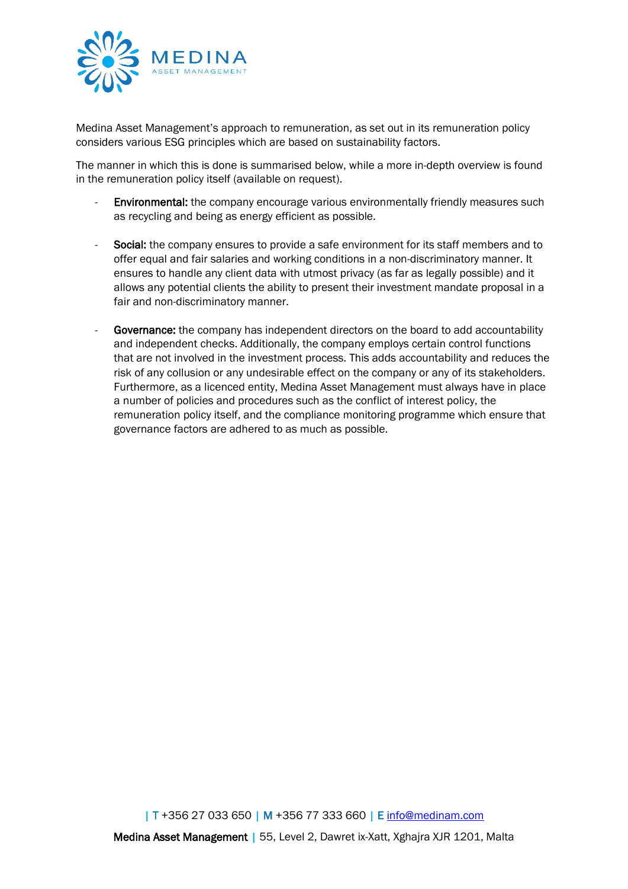Medina Asset Management's approach to remuneration, as set out in its remuneration policy considers various ESG principles which are based on sustainability factors.

The manner in which this is done is summarised below, while a more in-depth overview is found in the remuneration policy itself (available on request).

- **Environmental:** the company encourage various environmentally friendly measures such as recycling and being as energy efficient as possible.

- **Social:** the company ensures to provide a safe environment for its staff members and to offer equal and fair salaries and working conditions in a non-discriminatory manner. It ensures to handle any client data with utmost privacy (as far as legally possible) and it allows any potential clients the ability to present their investment mandate proposal in a fair and non-discriminatory manner.

- **Governance:** the company has independent directors on the board to add accountability and independent checks. Additionally, the company employs certain control functions that are not involved in the investment process. This adds accountability and reduces the risk of any collusion or any undesirable effect on the company or any of its stakeholders. Furthermore, as a licenced entity, Medina Asset Management must always have in place a number of policies and procedures such as the conflict of interest policy, the remuneration policy itself, and the compliance monitoring programme which ensure that governance factors are adhered to as much as possible.